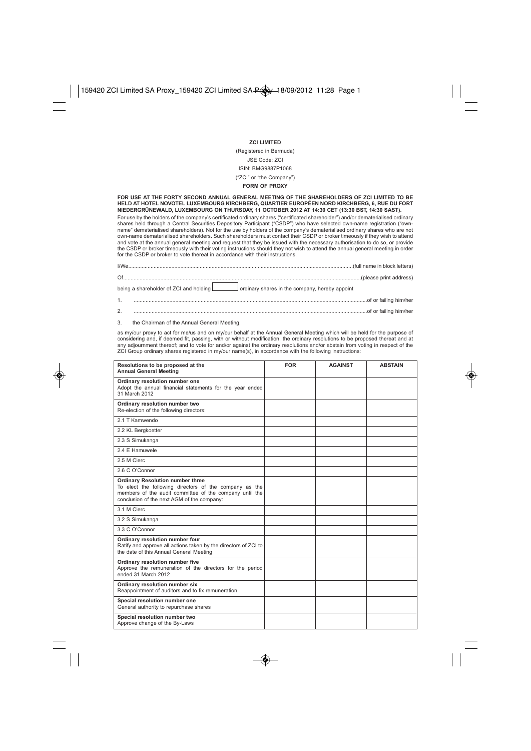**ZCI LIMITED**

(Registered in Bermuda)

JSE Code: ZCI

ISIN: BMG9887P1068

("ZCI" or "the Company")

**FORM OF PROXY**

**FOR USE AT THE FORTY SECOND ANNUAL GENERAL MEETING OF THE SHAREHOLDERS OF ZCI LIMITED TO BE HELD AT HOTEL NOVOTEL LUXEMBOURG KIRCHBERG, QUARTIER EUROPÉEN NORD KIRCHBERG, 6, RUE DU FORT NIEDERGRÜNEWALD, LUXEMBOURG ON THURSDAY, 11 OCTOBER 2012 AT 14:30 CET (13:30 BST, 14:30 SAST).**

For use by the holders of the company's certificated ordinary shares ("certificated shareholder") and/or dematerialised ordinary shares held through a Central Securities Depository Participant ("CSDP") who have selected own-name registration ("own-name" dematerialised shareholders). Not for the use by holders of the company's dematerialised ordinary shares who are not own-name dematerialised shareholders. Such shareholders must contact their CSDP or broker timeously if they wish to attend and vote at the annual general meeting and request that they be issued with the necessary authorisation to do so, or provide the CSDP or broker timeously with their voting instructions should they not wish to attend the annual general meeting in order for the CSDP or broker to vote thereat in accordance with their instructions.

I/We..........................................................................................................................................(full name in block letters)

Of..........................................................................................................................................(please print address)

being a shareholder of ZCI and holding [ ] ordinary shares in the company, hereby appoint

1. ..........................................................................................................................................of or failing him/her

2. ..........................................................................................................................................of or failing him/her

3. the Chairman of the Annual General Meeting,

as my/our proxy to act for me/us and on my/our behalf at the Annual General Meeting which will be held for the purpose of considering and, if deemed fit, passing, with or without modification, the ordinary resolutions to be proposed thereat and at any adjournment thereof; and to vote for and/or against the ordinary resolutions and/or abstain from voting in respect of the ZCI Group ordinary shares registered in my/our name(s), in accordance with the following instructions:

| Resolutions to be proposed at the Annual General Meeting | FOR | AGAINST | ABSTAIN |
|---|---|---|---|
| **Ordinary resolution number one**<br>Adopt the annual financial statements for the year ended 31 March 2012 | | | |
| **Ordinary resolution number two**<br>Re-election of the following directors: | | | |
| 2.1 T Kamwendo | | | |
| 2.2 KL Bergkoetter | | | |
| 2.3 S Simukanga | | | |
| 2.4 E Hamuwele | | | |
| 2.5 M Clerc | | | |
| 2.6 C O'Connor | | | |
| **Ordinary Resolution number three**<br>To elect the following directors of the company as the members of the audit committee of the company until the conclusion of the next AGM of the company: | | | |
| 3.1 M Clerc | | | |
| 3.2 S Simukanga | | | |
| 3.3 C O'Connor | | | |
| **Ordinary resolution number four**<br>Ratify and approve all actions taken by the directors of ZCI to the date of this Annual General Meeting | | | |
| **Ordinary resolution number five**<br>Approve the remuneration of the directors for the period ended 31 March 2012 | | | |
| **Ordinary resolution number six**<br>Reappointment of auditors and to fix remuneration | | | |
| **Special resolution number one**<br>General authority to repurchase shares | | | |
| **Special resolution number two**<br>Approve change of the By-Laws | | | |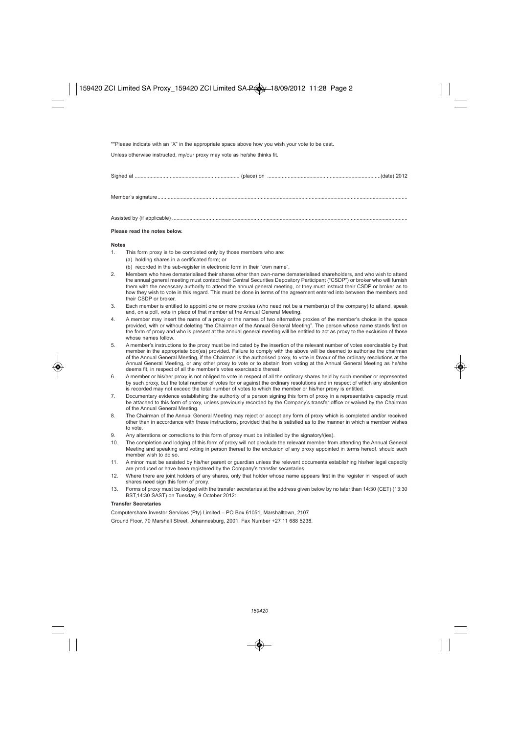**Please indicate with an "X" in the appropriate space above how you wish your vote to be cast.

Unless otherwise instructed, my/our proxy may vote as he/she thinks fit.

Signed at ........................................................................ (place) on .............................................................................(date) 2012

Member's signature..........................................................................................................................................................................

Assisted by (if applicable) ...............................................................................................................................................................

**Please read the notes below.**

**Notes**

1. This form proxy is to be completed only by those members who are:
   (a) holding shares in a certificated form; or
   (b) recorded in the sub-register in electronic form in their "own name".
2. Members who have dematerialised their shares other than own-name dematerialised shareholders, and who wish to attend the annual general meeting must contact their Central Securities Depository Participant ("CSDP") or broker who will furnish them with the necessary authority to attend the annual general meeting, or they must instruct their CSDP or broker as to how they wish to vote in this regard. This must be done in terms of the agreement entered into between the members and their CSDP or broker.
3. Each member is entitled to appoint one or more proxies (who need not be a member(s) of the company) to attend, speak and, on a poll, vote in place of that member at the Annual General Meeting.
4. A member may insert the name of a proxy or the names of two alternative proxies of the member's choice in the space provided, with or without deleting "the Chairman of the Annual General Meeting". The person whose name stands first on the form of proxy and who is present at the annual general meeting will be entitled to act as proxy to the exclusion of those whose names follow.
5. A member's instructions to the proxy must be indicated by the insertion of the relevant number of votes exercisable by that member in the appropriate box(es) provided. Failure to comply with the above will be deemed to authorise the chairman of the Annual General Meeting, if the Chairman is the authorised proxy, to vote in favour of the ordinary resolutions at the Annual General Meeting, or any other proxy to vote or to abstain from voting at the Annual General Meeting as he/she deems fit, in respect of all the member's votes exercisable thereat.
6. A member or his/her proxy is not obliged to vote in respect of all the ordinary shares held by such member or represented by such proxy, but the total number of votes for or against the ordinary resolutions and in respect of which any abstention is recorded may not exceed the total number of votes to which the member or his/her proxy is entitled.
7. Documentary evidence establishing the authority of a person signing this form of proxy in a representative capacity must be attached to this form of proxy, unless previously recorded by the Company's transfer office or waived by the Chairman of the Annual General Meeting.
8. The Chairman of the Annual General Meeting may reject or accept any form of proxy which is completed and/or received other than in accordance with these instructions, provided that he is satisfied as to the manner in which a member wishes to vote.
9. Any alterations or corrections to this form of proxy must be initialled by the signatory/(ies).
10. The completion and lodging of this form of proxy will not preclude the relevant member from attending the Annual General Meeting and speaking and voting in person thereat to the exclusion of any proxy appointed in terms hereof, should such member wish to do so.
11. A minor must be assisted by his/her parent or guardian unless the relevant documents establishing his/her legal capacity are produced or have been registered by the Company's transfer secretaries.
12. Where there are joint holders of any shares, only that holder whose name appears first in the register in respect of such shares need sign this form of proxy.
13. Forms of proxy must be lodged with the transfer secretaries at the address given below by no later than 14:30 (CET) (13:30 BST,14:30 SAST) on Tuesday, 9 October 2012:

**Transfer Secretaries**

Computershare Investor Services (Pty) Limited – PO Box 61051, Marshalltown, 2107

Ground Floor, 70 Marshall Street, Johannesburg, 2001. Fax Number +27 11 688 5238.